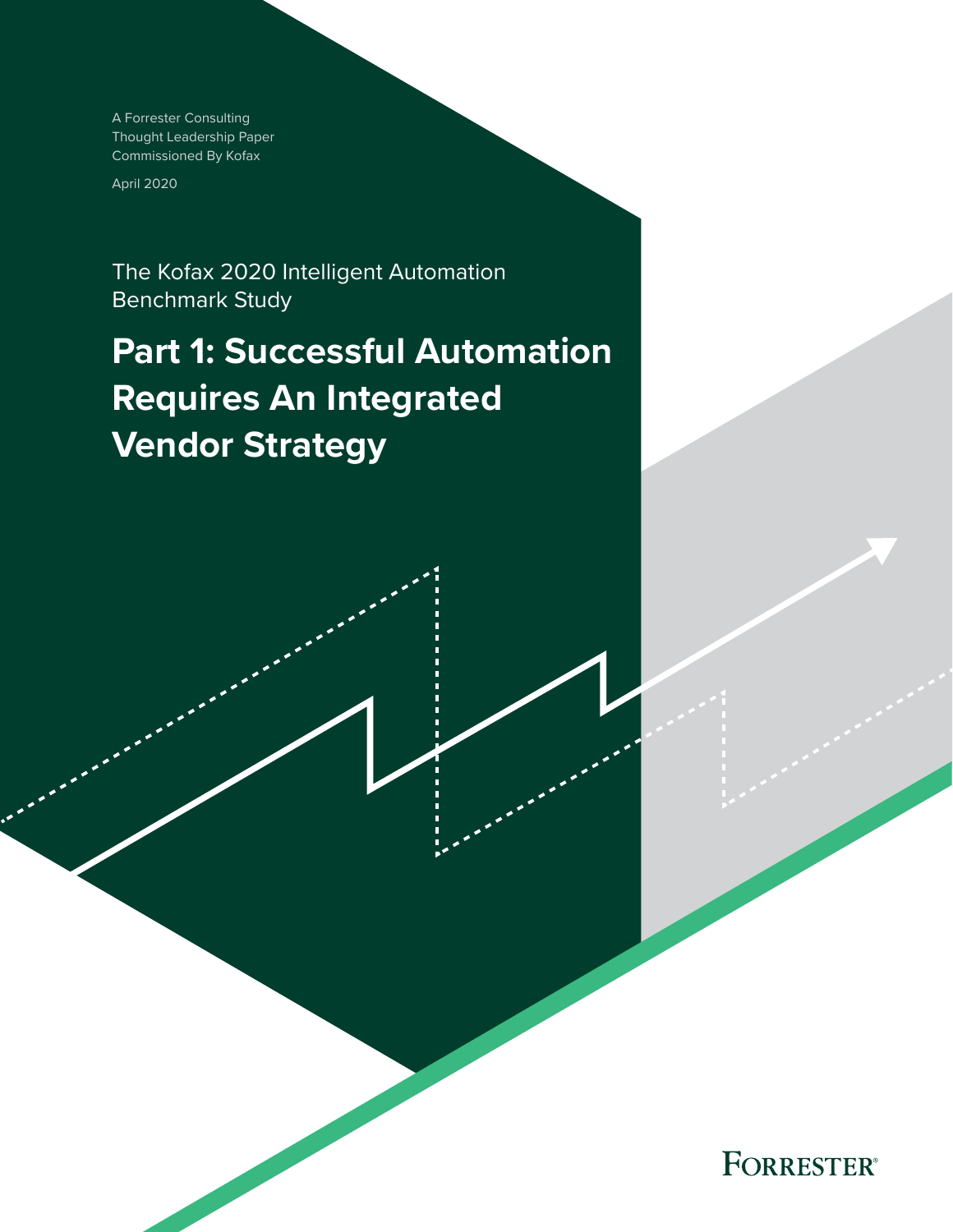A Forrester Consulting
Thought Leadership Paper
Commissioned By Kofax

April 2020

The Kofax 2020 Intelligent Automation Benchmark Study

# Part 1: Successful Automation Requires An Integrated Vendor Strategy

FORRESTER®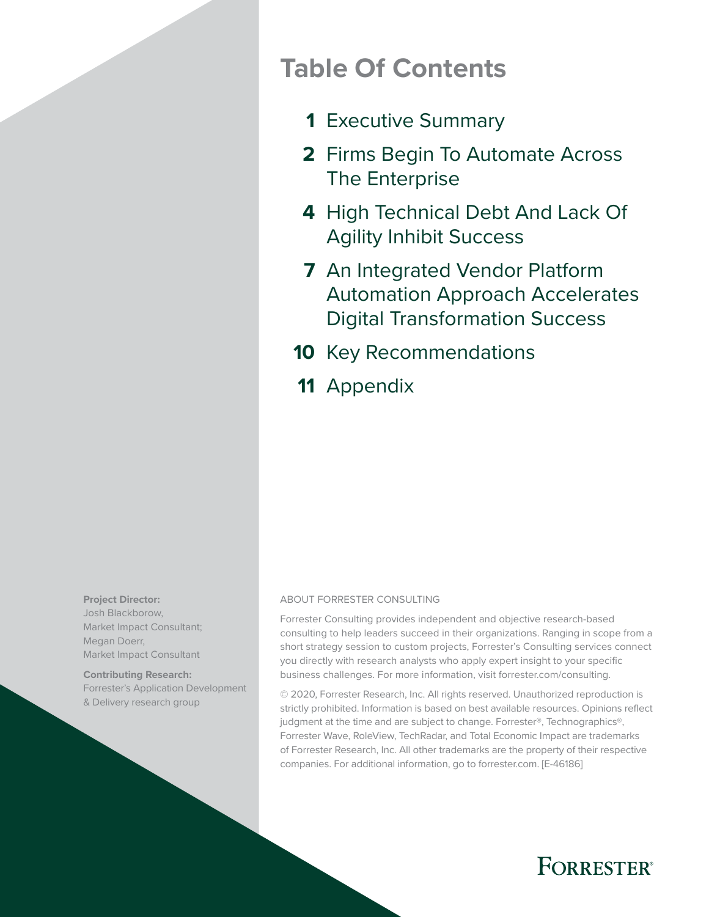# Table Of Contents

1 Executive Summary

2 Firms Begin To Automate Across The Enterprise

4 High Technical Debt And Lack Of Agility Inhibit Success

7 An Integrated Vendor Platform Automation Approach Accelerates Digital Transformation Success

10 Key Recommendations

11 Appendix

**Project Director:**
Josh Blackborow,
Market Impact Consultant;
Megan Doerr,
Market Impact Consultant

**Contributing Research:**
Forrester's Application Development & Delivery research group

ABOUT FORRESTER CONSULTING

Forrester Consulting provides independent and objective research-based consulting to help leaders succeed in their organizations. Ranging in scope from a short strategy session to custom projects, Forrester's Consulting services connect you directly with research analysts who apply expert insight to your specific business challenges. For more information, visit forrester.com/consulting.

© 2020, Forrester Research, Inc. All rights reserved. Unauthorized reproduction is strictly prohibited. Information is based on best available resources. Opinions reflect judgment at the time and are subject to change. Forrester®, Technographics®, Forrester Wave, RoleView, TechRadar, and Total Economic Impact are trademarks of Forrester Research, Inc. All other trademarks are the property of their respective companies. For additional information, go to forrester.com. [E-46186]

FORRESTER®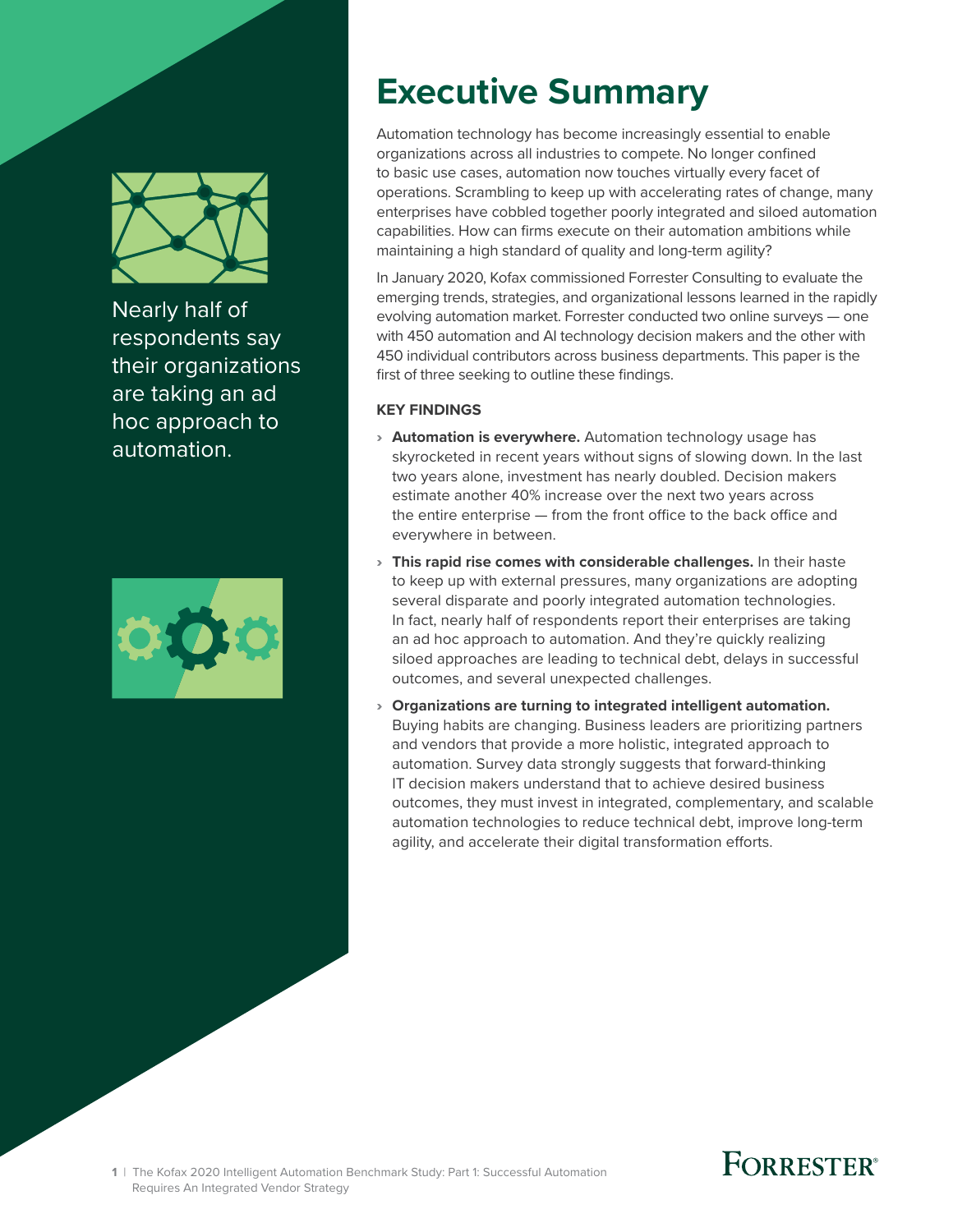Nearly half of respondents say their organizations are taking an ad hoc approach to automation.

# Executive Summary

Automation technology has become increasingly essential to enable organizations across all industries to compete. No longer confined to basic use cases, automation now touches virtually every facet of operations. Scrambling to keep up with accelerating rates of change, many enterprises have cobbled together poorly integrated and siloed automation capabilities. How can firms execute on their automation ambitions while maintaining a high standard of quality and long-term agility?

In January 2020, Kofax commissioned Forrester Consulting to evaluate the emerging trends, strategies, and organizational lessons learned in the rapidly evolving automation market. Forrester conducted two online surveys — one with 450 automation and AI technology decision makers and the other with 450 individual contributors across business departments. This paper is the first of three seeking to outline these findings.

### KEY FINDINGS

- **Automation is everywhere.** Automation technology usage has skyrocketed in recent years without signs of slowing down. In the last two years alone, investment has nearly doubled. Decision makers estimate another 40% increase over the next two years across the entire enterprise — from the front office to the back office and everywhere in between.
- **This rapid rise comes with considerable challenges.** In their haste to keep up with external pressures, many organizations are adopting several disparate and poorly integrated automation technologies. In fact, nearly half of respondents report their enterprises are taking an ad hoc approach to automation. And they're quickly realizing siloed approaches are leading to technical debt, delays in successful outcomes, and several unexpected challenges.
- **Organizations are turning to integrated intelligent automation.** Buying habits are changing. Business leaders are prioritizing partners and vendors that provide a more holistic, integrated approach to automation. Survey data strongly suggests that forward-thinking IT decision makers understand that to achieve desired business outcomes, they must invest in integrated, complementary, and scalable automation technologies to reduce technical debt, improve long-term agility, and accelerate their digital transformation efforts.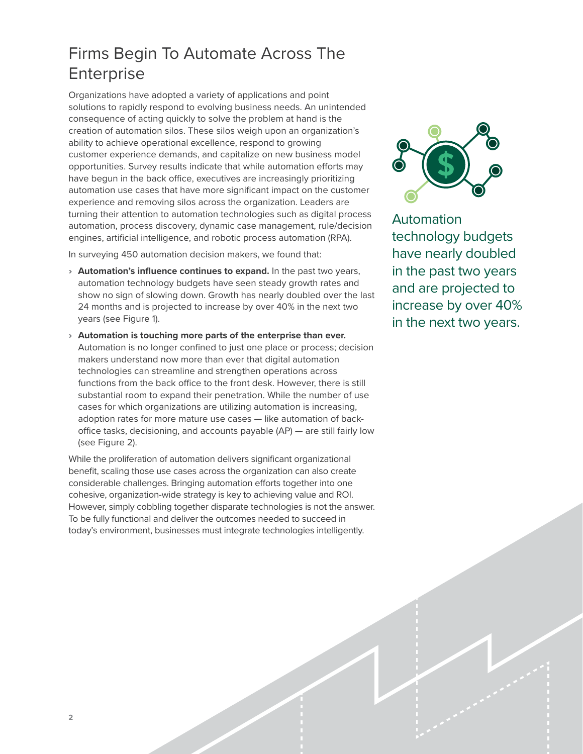# Firms Begin To Automate Across The Enterprise

Organizations have adopted a variety of applications and point solutions to rapidly respond to evolving business needs. An unintended consequence of acting quickly to solve the problem at hand is the creation of automation silos. These silos weigh upon an organization's ability to achieve operational excellence, respond to growing customer experience demands, and capitalize on new business model opportunities. Survey results indicate that while automation efforts may have begun in the back office, executives are increasingly prioritizing automation use cases that have more significant impact on the customer experience and removing silos across the organization. Leaders are turning their attention to automation technologies such as digital process automation, process discovery, dynamic case management, rule/decision engines, artificial intelligence, and robotic process automation (RPA).

In surveying 450 automation decision makers, we found that:

- **Automation's influence continues to expand.** In the past two years, automation technology budgets have seen steady growth rates and show no sign of slowing down. Growth has nearly doubled over the last 24 months and is projected to increase by over 40% in the next two years (see Figure 1).
- **Automation is touching more parts of the enterprise than ever.** Automation is no longer confined to just one place or process; decision makers understand now more than ever that digital automation technologies can streamline and strengthen operations across functions from the back office to the front desk. However, there is still substantial room to expand their penetration. While the number of use cases for which organizations are utilizing automation is increasing, adoption rates for more mature use cases — like automation of back-office tasks, decisioning, and accounts payable (AP) — are still fairly low (see Figure 2).

While the proliferation of automation delivers significant organizational benefit, scaling those use cases across the organization can also create considerable challenges. Bringing automation efforts together into one cohesive, organization-wide strategy is key to achieving value and ROI. However, simply cobbling together disparate technologies is not the answer. To be fully functional and deliver the outcomes needed to succeed in today's environment, businesses must integrate technologies intelligently.

Automation technology budgets have nearly doubled in the past two years and are projected to increase by over 40% in the next two years.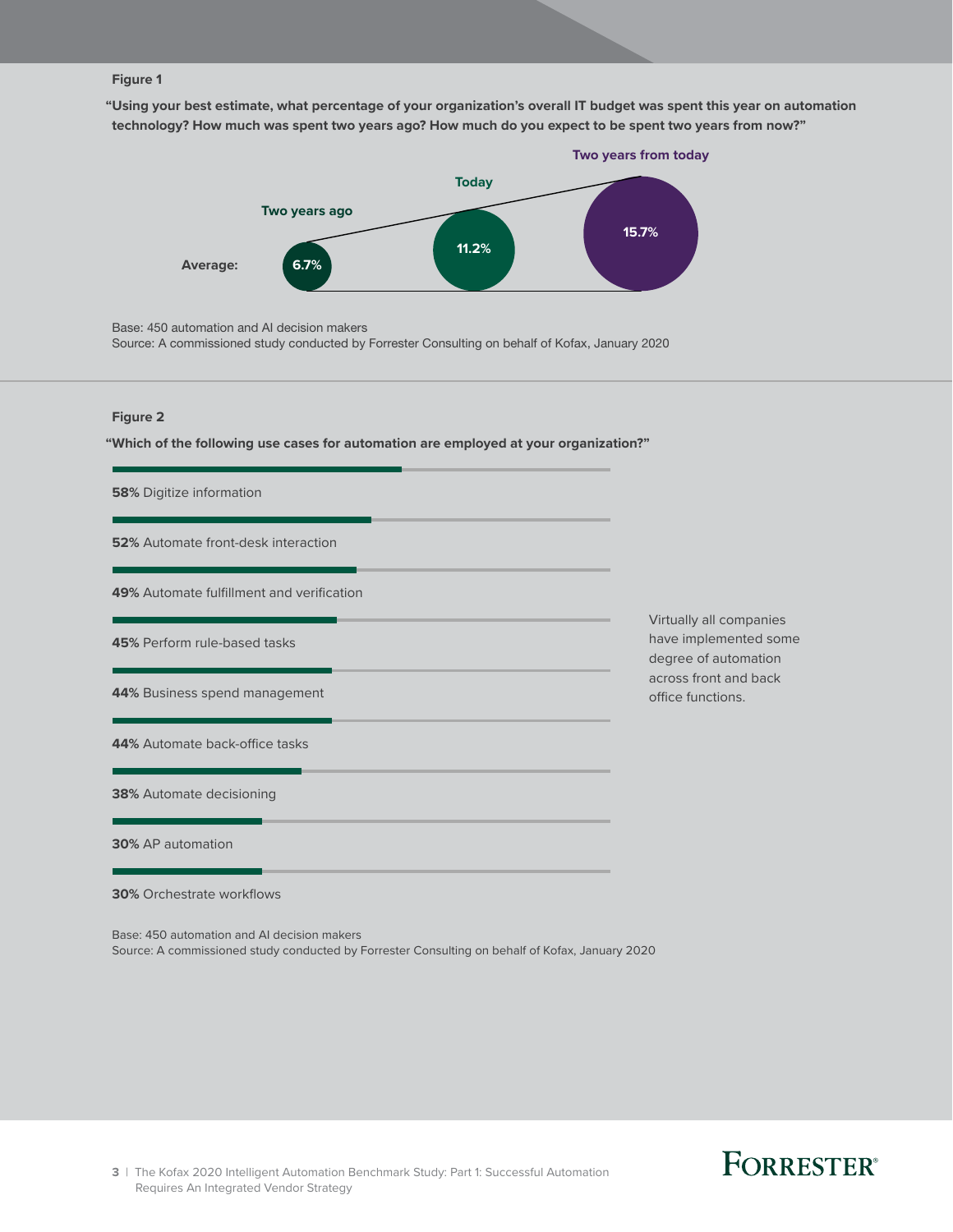**Figure 1**

**"Using your best estimate, what percentage of your organization's overall IT budget was spent this year on automation technology? How much was spent two years ago? How much do you expect to be spent two years from now?"**

| | Two years ago | Today | Two years from today |
|---|---|---|---|
| **Average:** | 6.7% | 11.2% | 15.7% |

Base: 450 automation and AI decision makers

Source: A commissioned study conducted by Forrester Consulting on behalf of Kofax, January 2020

**Figure 2**

**"Which of the following use cases for automation are employed at your organization?"**

**58%** Digitize information

**52%** Automate front-desk interaction

**49%** Automate fulfillment and verification

**45%** Perform rule-based tasks

**44%** Business spend management

**44%** Automate back-office tasks

**38%** Automate decisioning

**30%** AP automation

**30%** Orchestrate workflows

Virtually all companies have implemented some degree of automation across front and back office functions.

Base: 450 automation and AI decision makers

Source: A commissioned study conducted by Forrester Consulting on behalf of Kofax, January 2020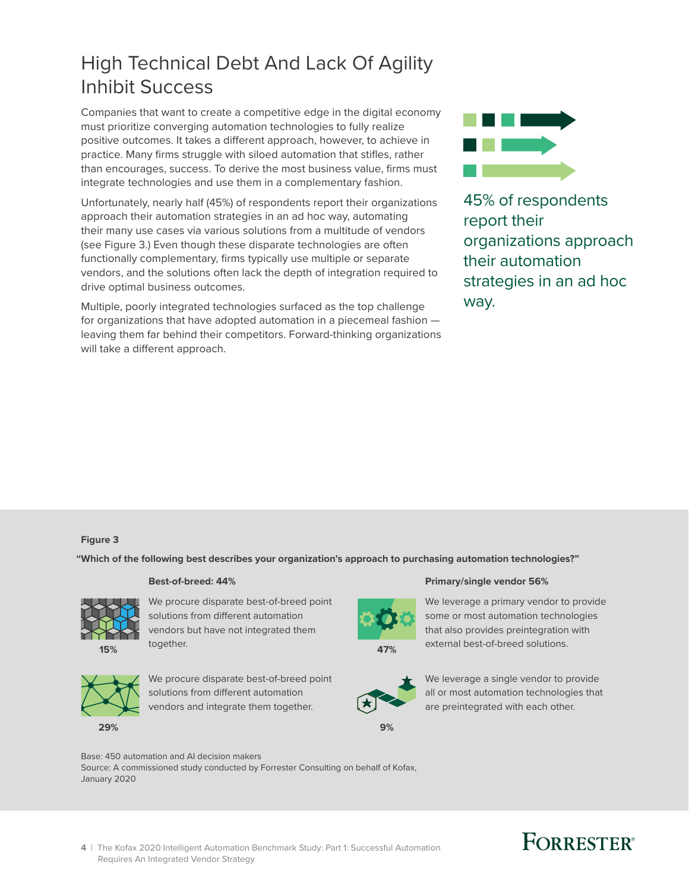# High Technical Debt And Lack Of Agility Inhibit Success

Companies that want to create a competitive edge in the digital economy must prioritize converging automation technologies to fully realize positive outcomes. It takes a different approach, however, to achieve in practice. Many firms struggle with siloed automation that stifles, rather than encourages, success. To derive the most business value, firms must integrate technologies and use them in a complementary fashion.

Unfortunately, nearly half (45%) of respondents report their organizations approach their automation strategies in an ad hoc way, automating their many use cases via various solutions from a multitude of vendors (see Figure 3.) Even though these disparate technologies are often functionally complementary, firms typically use multiple or separate vendors, and the solutions often lack the depth of integration required to drive optimal business outcomes.

Multiple, poorly integrated technologies surfaced as the top challenge for organizations that have adopted automation in a piecemeal fashion — leaving them far behind their competitors. Forward-thinking organizations will take a different approach.

45% of respondents report their organizations approach their automation strategies in an ad hoc way.

**Figure 3**

**"Which of the following best describes your organization's approach to purchasing automation technologies?"**

**Best-of-breed: 44%**

- **15%** — We procure disparate best-of-breed point solutions from different automation vendors but have not integrated them together.
- **29%** — We procure disparate best-of-breed point solutions from different automation vendors and integrate them together.

**Primary/single vendor 56%**

- **47%** — We leverage a primary vendor to provide some or most automation technologies that also provides preintegration with external best-of-breed solutions.
- **9%** — We leverage a single vendor to provide all or most automation technologies that are preintegrated with each other.

Base: 450 automation and AI decision makers
Source: A commissioned study conducted by Forrester Consulting on behalf of Kofax, January 2020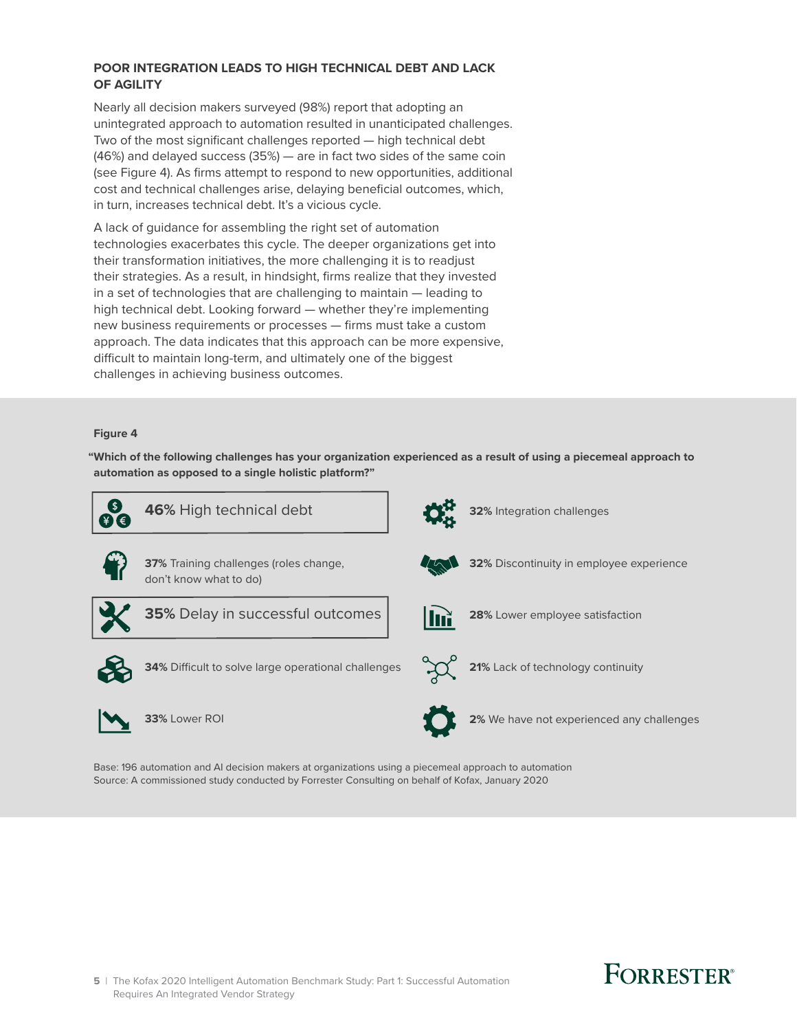### POOR INTEGRATION LEADS TO HIGH TECHNICAL DEBT AND LACK OF AGILITY

Nearly all decision makers surveyed (98%) report that adopting an unintegrated approach to automation resulted in unanticipated challenges. Two of the most significant challenges reported — high technical debt (46%) and delayed success (35%) — are in fact two sides of the same coin (see Figure 4). As firms attempt to respond to new opportunities, additional cost and technical challenges arise, delaying beneficial outcomes, which, in turn, increases technical debt. It's a vicious cycle.

A lack of guidance for assembling the right set of automation technologies exacerbates this cycle. The deeper organizations get into their transformation initiatives, the more challenging it is to readjust their strategies. As a result, in hindsight, firms realize that they invested in a set of technologies that are challenging to maintain — leading to high technical debt. Looking forward — whether they're implementing new business requirements or processes — firms must take a custom approach. The data indicates that this approach can be more expensive, difficult to maintain long-term, and ultimately one of the biggest challenges in achieving business outcomes.

**Figure 4**

**"Which of the following challenges has your organization experienced as a result of using a piecemeal approach to automation as opposed to a single holistic platform?"**

- **46%** High technical debt
- **37%** Training challenges (roles change, don't know what to do)
- **35%** Delay in successful outcomes
- **34%** Difficult to solve large operational challenges
- **33%** Lower ROI
- **32%** Integration challenges
- **32%** Discontinuity in employee experience
- **28%** Lower employee satisfaction
- **21%** Lack of technology continuity
- **2%** We have not experienced any challenges

Base: 196 automation and AI decision makers at organizations using a piecemeal approach to automation
Source: A commissioned study conducted by Forrester Consulting on behalf of Kofax, January 2020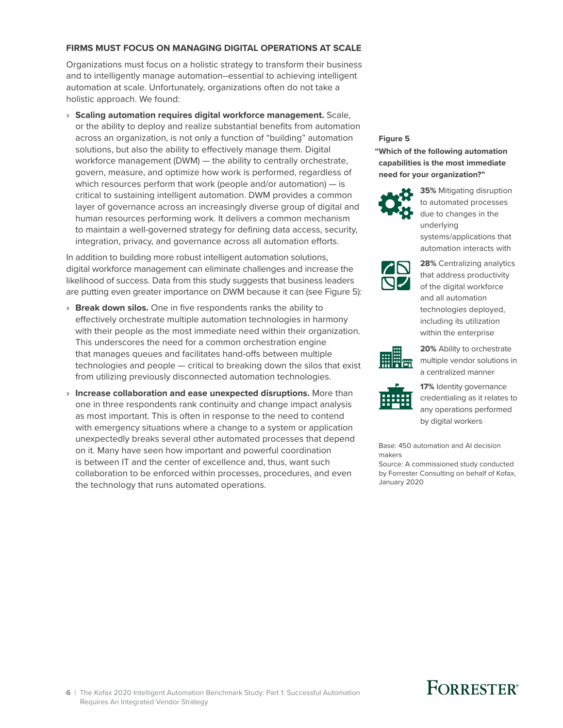## FIRMS MUST FOCUS ON MANAGING DIGITAL OPERATIONS AT SCALE

Organizations must focus on a holistic strategy to transform their business and to intelligently manage automation--essential to achieving intelligent automation at scale. Unfortunately, organizations often do not take a holistic approach. We found:

- **Scaling automation requires digital workforce management.** Scale, or the ability to deploy and realize substantial benefits from automation across an organization, is not only a function of "building" automation solutions, but also the ability to effectively manage them. Digital workforce management (DWM) — the ability to centrally orchestrate, govern, measure, and optimize how work is performed, regardless of which resources perform that work (people and/or automation) — is critical to sustaining intelligent automation. DWM provides a common layer of governance across an increasingly diverse group of digital and human resources performing work. It delivers a common mechanism to maintain a well-governed strategy for defining data access, security, integration, privacy, and governance across all automation efforts.

In addition to building more robust intelligent automation solutions, digital workforce management can eliminate challenges and increase the likelihood of success. Data from this study suggests that business leaders are putting even greater importance on DWM because it can (see Figure 5):

- **Break down silos.** One in five respondents ranks the ability to effectively orchestrate multiple automation technologies in harmony with their people as the most immediate need within their organization. This underscores the need for a common orchestration engine that manages queues and facilitates hand-offs between multiple technologies and people — critical to breaking down the silos that exist from utilizing previously disconnected automation technologies.
- **Increase collaboration and ease unexpected disruptions.** More than one in three respondents rank continuity and change impact analysis as most important. This is often in response to the need to contend with emergency situations where a change to a system or application unexpectedly breaks several other automated processes that depend on it. Many have seen how important and powerful coordination is between IT and the center of excellence and, thus, want such collaboration to be enforced within processes, procedures, and even the technology that runs automated operations.

**Figure 5**

**"Which of the following automation capabilities is the most immediate need for your organization?"**

**35%** Mitigating disruption to automated processes due to changes in the underlying systems/applications that automation interacts with

**28%** Centralizing analytics that address productivity of the digital workforce and all automation technologies deployed, including its utilization within the enterprise

**20%** Ability to orchestrate multiple vendor solutions in a centralized manner

**17%** Identity governance credentialing as it relates to any operations performed by digital workers

Base: 450 automation and AI decision makers

Source: A commissioned study conducted by Forrester Consulting on behalf of Kofax, January 2020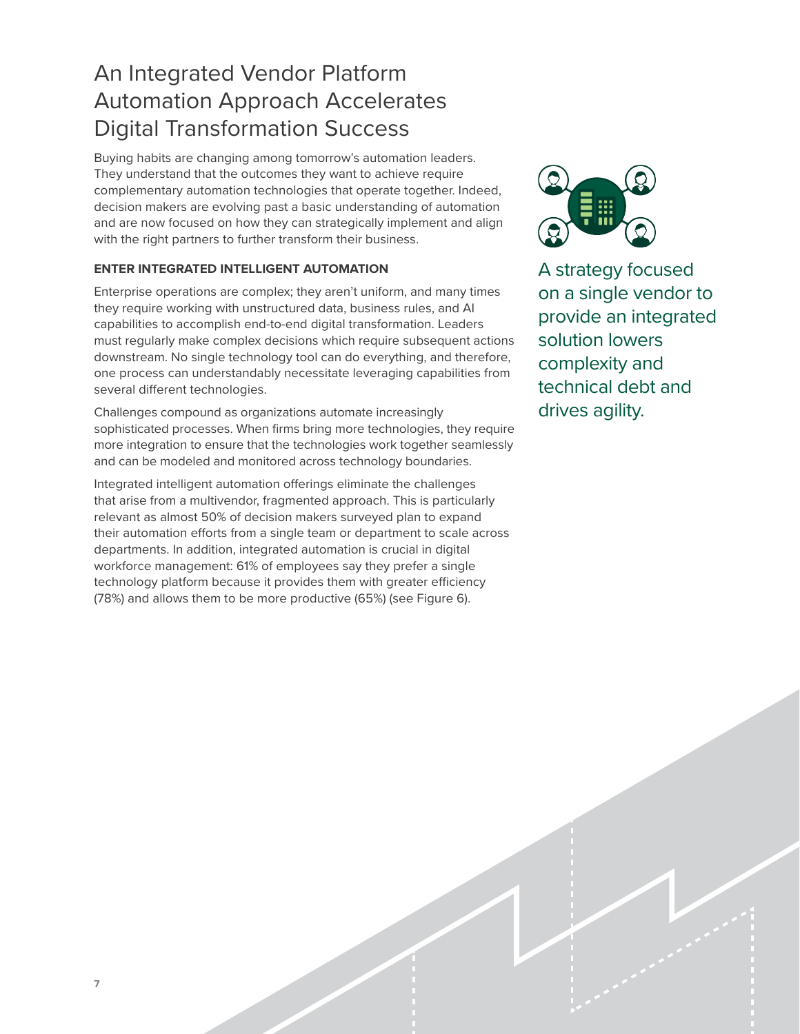# An Integrated Vendor Platform Automation Approach Accelerates Digital Transformation Success

Buying habits are changing among tomorrow's automation leaders. They understand that the outcomes they want to achieve require complementary automation technologies that operate together. Indeed, decision makers are evolving past a basic understanding of automation and are now focused on how they can strategically implement and align with the right partners to further transform their business.

**ENTER INTEGRATED INTELLIGENT AUTOMATION**

Enterprise operations are complex; they aren't uniform, and many times they require working with unstructured data, business rules, and AI capabilities to accomplish end-to-end digital transformation. Leaders must regularly make complex decisions which require subsequent actions downstream. No single technology tool can do everything, and therefore, one process can understandably necessitate leveraging capabilities from several different technologies.

Challenges compound as organizations automate increasingly sophisticated processes. When firms bring more technologies, they require more integration to ensure that the technologies work together seamlessly and can be modeled and monitored across technology boundaries.

Integrated intelligent automation offerings eliminate the challenges that arise from a multivendor, fragmented approach. This is particularly relevant as almost 50% of decision makers surveyed plan to expand their automation efforts from a single team or department to scale across departments. In addition, integrated automation is crucial in digital workforce management: 61% of employees say they prefer a single technology platform because it provides them with greater efficiency (78%) and allows them to be more productive (65%) (see Figure 6).

A strategy focused on a single vendor to provide an integrated solution lowers complexity and technical debt and drives agility.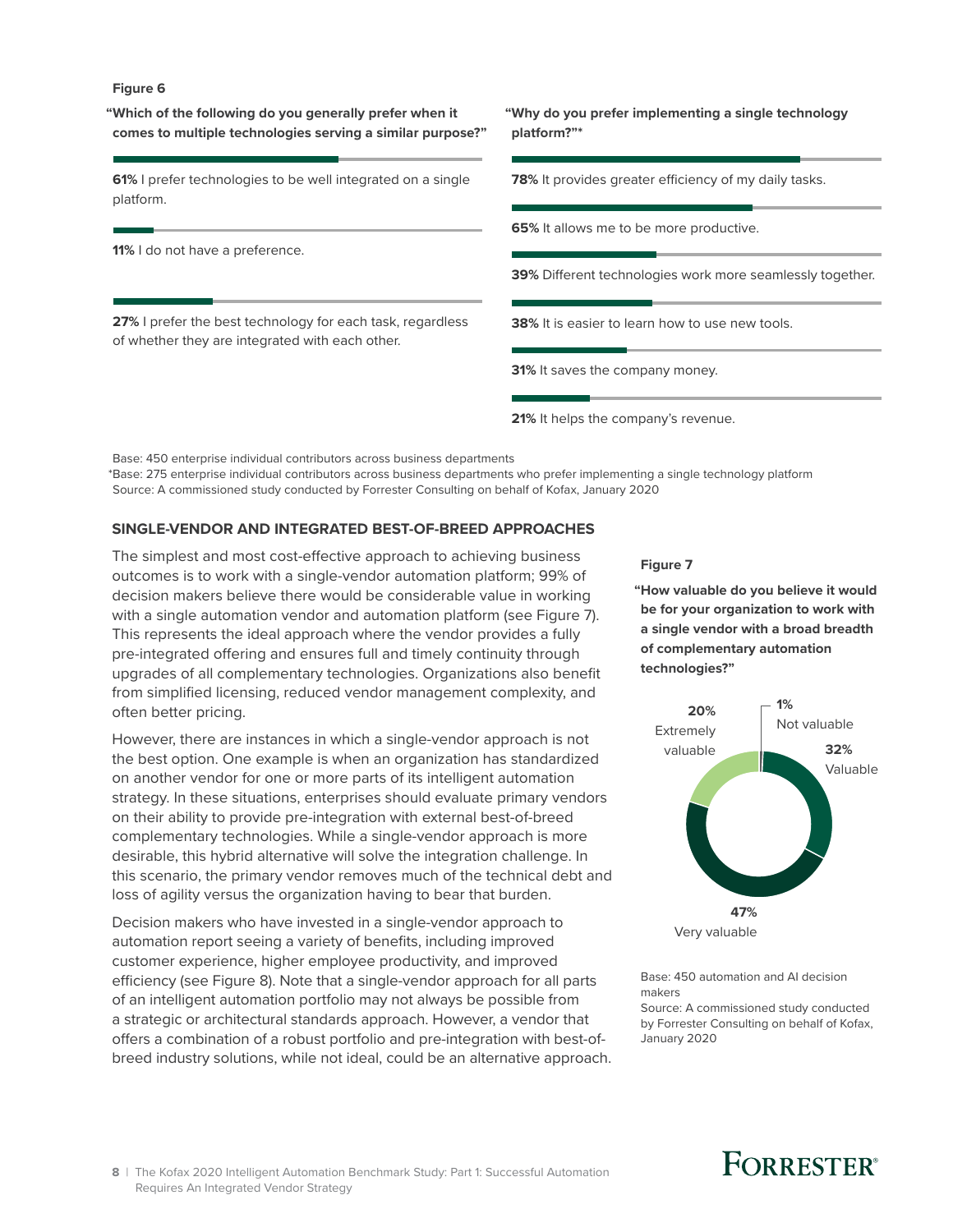**Figure 6**

**"Which of the following do you generally prefer when it comes to multiple technologies serving a similar purpose?"**

**61%** I prefer technologies to be well integrated on a single platform.

**11%** I do not have a preference.

**27%** I prefer the best technology for each task, regardless of whether they are integrated with each other.

**"Why do you prefer implementing a single technology platform?"***

**78%** It provides greater efficiency of my daily tasks.

**65%** It allows me to be more productive.

**39%** Different technologies work more seamlessly together.

**38%** It is easier to learn how to use new tools.

**31%** It saves the company money.

**21%** It helps the company's revenue.

Base: 450 enterprise individual contributors across business departments

*Base: 275 enterprise individual contributors across business departments who prefer implementing a single technology platform

Source: A commissioned study conducted by Forrester Consulting on behalf of Kofax, January 2020

## SINGLE-VENDOR AND INTEGRATED BEST-OF-BREED APPROACHES

The simplest and most cost-effective approach to achieving business outcomes is to work with a single-vendor automation platform; 99% of decision makers believe there would be considerable value in working with a single automation vendor and automation platform (see Figure 7). This represents the ideal approach where the vendor provides a fully pre-integrated offering and ensures full and timely continuity through upgrades of all complementary technologies. Organizations also benefit from simplified licensing, reduced vendor management complexity, and often better pricing.

However, there are instances in which a single-vendor approach is not the best option. One example is when an organization has standardized on another vendor for one or more parts of its intelligent automation strategy. In these situations, enterprises should evaluate primary vendors on their ability to provide pre-integration with external best-of-breed complementary technologies. While a single-vendor approach is more desirable, this hybrid alternative will solve the integration challenge. In this scenario, the primary vendor removes much of the technical debt and loss of agility versus the organization having to bear that burden.

Decision makers who have invested in a single-vendor approach to automation report seeing a variety of benefits, including improved customer experience, higher employee productivity, and improved efficiency (see Figure 8). Note that a single-vendor approach for all parts of an intelligent automation portfolio may not always be possible from a strategic or architectural standards approach. However, a vendor that offers a combination of a robust portfolio and pre-integration with best-of-breed industry solutions, while not ideal, could be an alternative approach.

**Figure 7**

**"How valuable do you believe it would be for your organization to work with a single vendor with a broad breadth of complementary automation technologies?"**

**20%** Extremely valuable

**1%** Not valuable

**32%** Valuable

**47%** Very valuable

Base: 450 automation and AI decision makers

Source: A commissioned study conducted by Forrester Consulting on behalf of Kofax, January 2020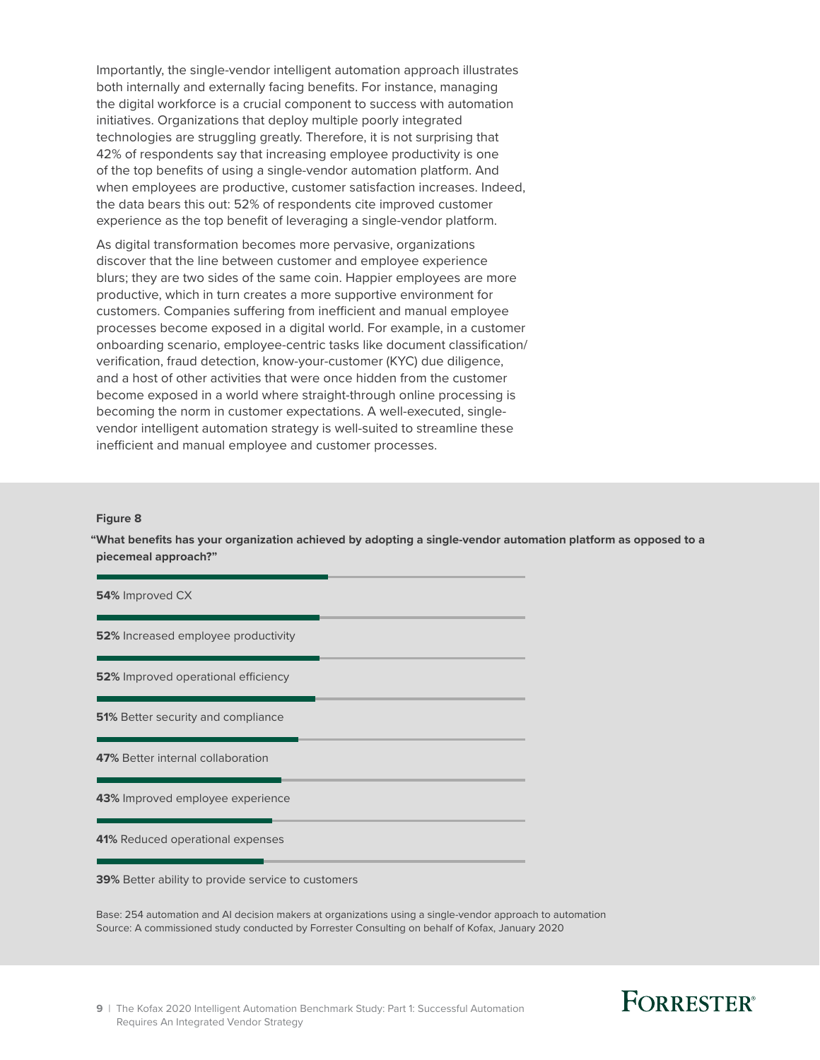Importantly, the single-vendor intelligent automation approach illustrates both internally and externally facing benefits. For instance, managing the digital workforce is a crucial component to success with automation initiatives. Organizations that deploy multiple poorly integrated technologies are struggling greatly. Therefore, it is not surprising that 42% of respondents say that increasing employee productivity is one of the top benefits of using a single-vendor automation platform. And when employees are productive, customer satisfaction increases. Indeed, the data bears this out: 52% of respondents cite improved customer experience as the top benefit of leveraging a single-vendor platform.

As digital transformation becomes more pervasive, organizations discover that the line between customer and employee experience blurs; they are two sides of the same coin. Happier employees are more productive, which in turn creates a more supportive environment for customers. Companies suffering from inefficient and manual employee processes become exposed in a digital world. For example, in a customer onboarding scenario, employee-centric tasks like document classification/verification, fraud detection, know-your-customer (KYC) due diligence, and a host of other activities that were once hidden from the customer become exposed in a world where straight-through online processing is becoming the norm in customer expectations. A well-executed, single-vendor intelligent automation strategy is well-suited to streamline these inefficient and manual employee and customer processes.

**Figure 8**

**"What benefits has your organization achieved by adopting a single-vendor automation platform as opposed to a piecemeal approach?"**

**54%** Improved CX

**52%** Increased employee productivity

**52%** Improved operational efficiency

**51%** Better security and compliance

**47%** Better internal collaboration

**43%** Improved employee experience

**41%** Reduced operational expenses

**39%** Better ability to provide service to customers

Base: 254 automation and AI decision makers at organizations using a single-vendor approach to automation
Source: A commissioned study conducted by Forrester Consulting on behalf of Kofax, January 2020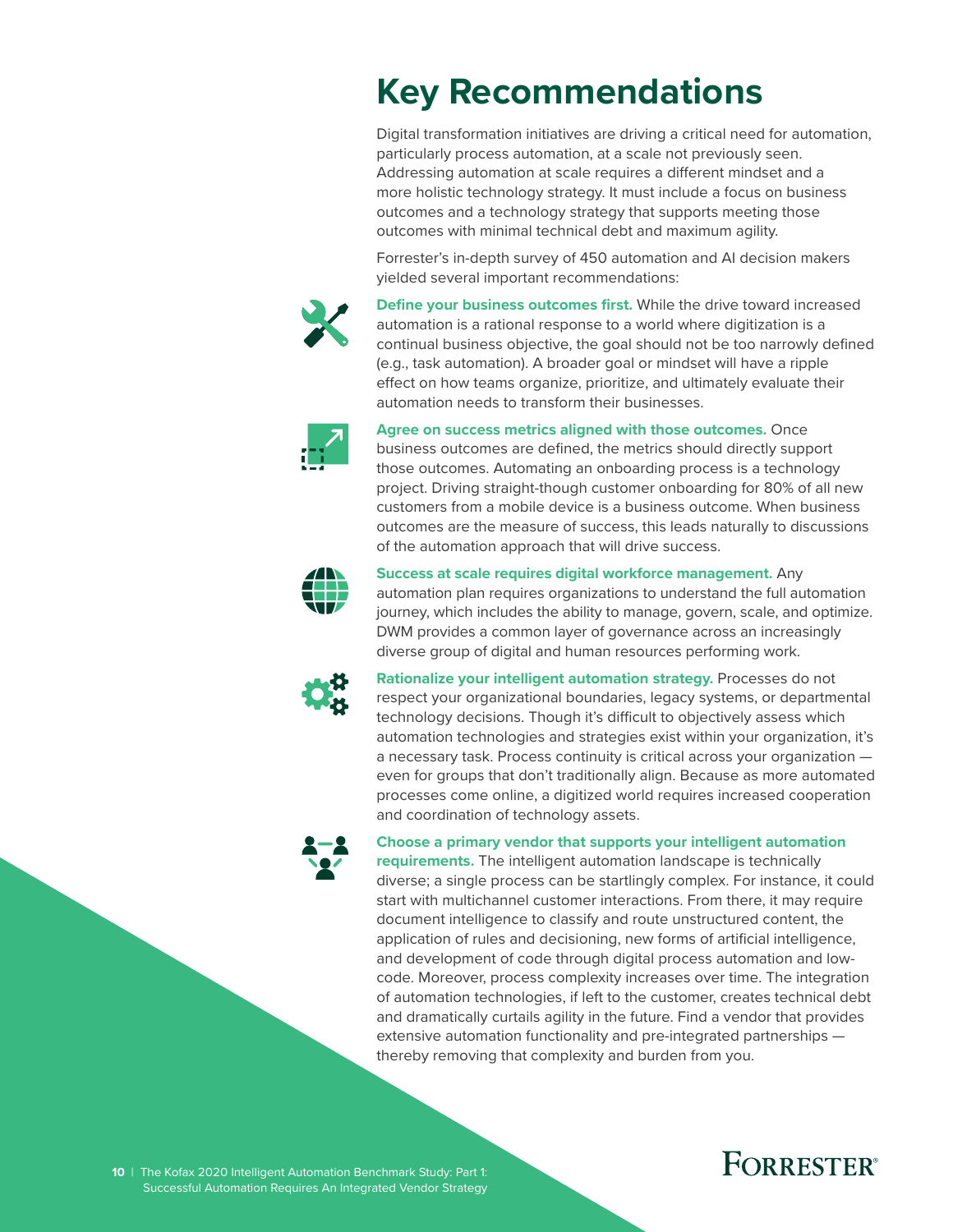# Key Recommendations

Digital transformation initiatives are driving a critical need for automation, particularly process automation, at a scale not previously seen. Addressing automation at scale requires a different mindset and a more holistic technology strategy. It must include a focus on business outcomes and a technology strategy that supports meeting those outcomes with minimal technical debt and maximum agility.

Forrester's in-depth survey of 450 automation and AI decision makers yielded several important recommendations:

**Define your business outcomes first.** While the drive toward increased automation is a rational response to a world where digitization is a continual business objective, the goal should not be too narrowly defined (e.g., task automation). A broader goal or mindset will have a ripple effect on how teams organize, prioritize, and ultimately evaluate their automation needs to transform their businesses.

**Agree on success metrics aligned with those outcomes.** Once business outcomes are defined, the metrics should directly support those outcomes. Automating an onboarding process is a technology project. Driving straight-though customer onboarding for 80% of all new customers from a mobile device is a business outcome. When business outcomes are the measure of success, this leads naturally to discussions of the automation approach that will drive success.

**Success at scale requires digital workforce management.** Any automation plan requires organizations to understand the full automation journey, which includes the ability to manage, govern, scale, and optimize. DWM provides a common layer of governance across an increasingly diverse group of digital and human resources performing work.

**Rationalize your intelligent automation strategy.** Processes do not respect your organizational boundaries, legacy systems, or departmental technology decisions. Though it's difficult to objectively assess which automation technologies and strategies exist within your organization, it's a necessary task. Process continuity is critical across your organization — even for groups that don't traditionally align. Because as more automated processes come online, a digitized world requires increased cooperation and coordination of technology assets.

**Choose a primary vendor that supports your intelligent automation requirements.** The intelligent automation landscape is technically diverse; a single process can be startlingly complex. For instance, it could start with multichannel customer interactions. From there, it may require document intelligence to classify and route unstructured content, the application of rules and decisioning, new forms of artificial intelligence, and development of code through digital process automation and low-code. Moreover, process complexity increases over time. The integration of automation technologies, if left to the customer, creates technical debt and dramatically curtails agility in the future. Find a vendor that provides extensive automation functionality and pre-integrated partnerships — thereby removing that complexity and burden from you.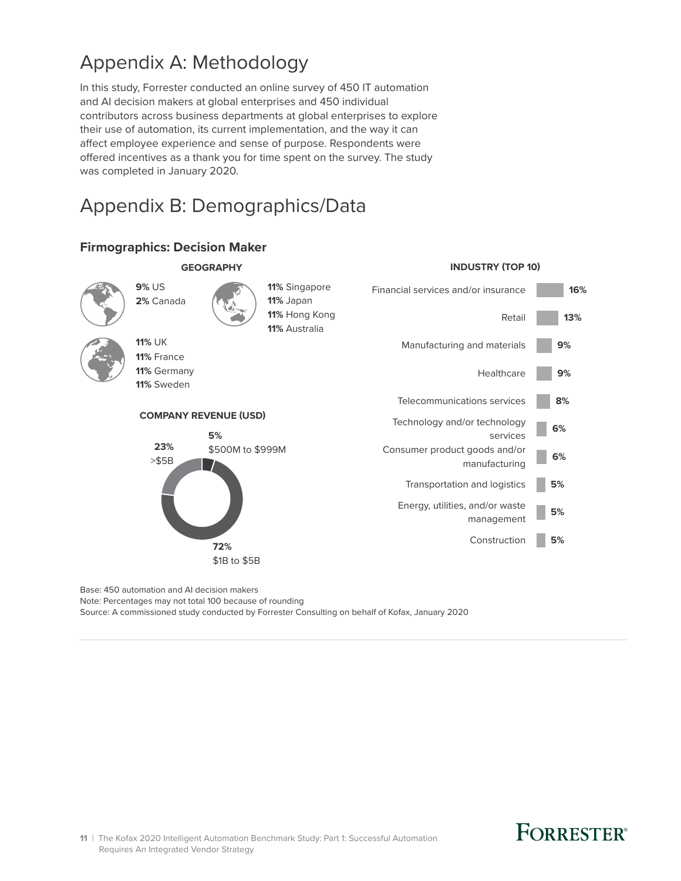# Appendix A: Methodology

In this study, Forrester conducted an online survey of 450 IT automation and AI decision makers at global enterprises and 450 individual contributors across business departments at global enterprises to explore their use of automation, its current implementation, and the way it can affect employee experience and sense of purpose. Respondents were offered incentives as a thank you for time spent on the survey. The study was completed in January 2020.

# Appendix B: Demographics/Data

### Firmographics: Decision Maker

**GEOGRAPHY**

**9%** US
**2%** Canada

**11%** Singapore
**11%** Japan
**11%** Hong Kong
**11%** Australia

**11%** UK
**11%** France
**11%** Germany
**11%** Sweden

**COMPANY REVENUE (USD)**

- **5%** $500M to $999M
- **72%** $1B to $5B
- **23%** >$5B

**INDUSTRY (TOP 10)**

| Industry | % |
|---|---|
| Financial services and/or insurance | 16% |
| Retail | 13% |
| Manufacturing and materials | 9% |
| Healthcare | 9% |
| Telecommunications services | 8% |
| Technology and/or technology services | 6% |
| Consumer product goods and/or manufacturing | 6% |
| Transportation and logistics | 5% |
| Energy, utilities, and/or waste management | 5% |
| Construction | 5% |

Base: 450 automation and AI decision makers
Note: Percentages may not total 100 because of rounding
Source: A commissioned study conducted by Forrester Consulting on behalf of Kofax, January 2020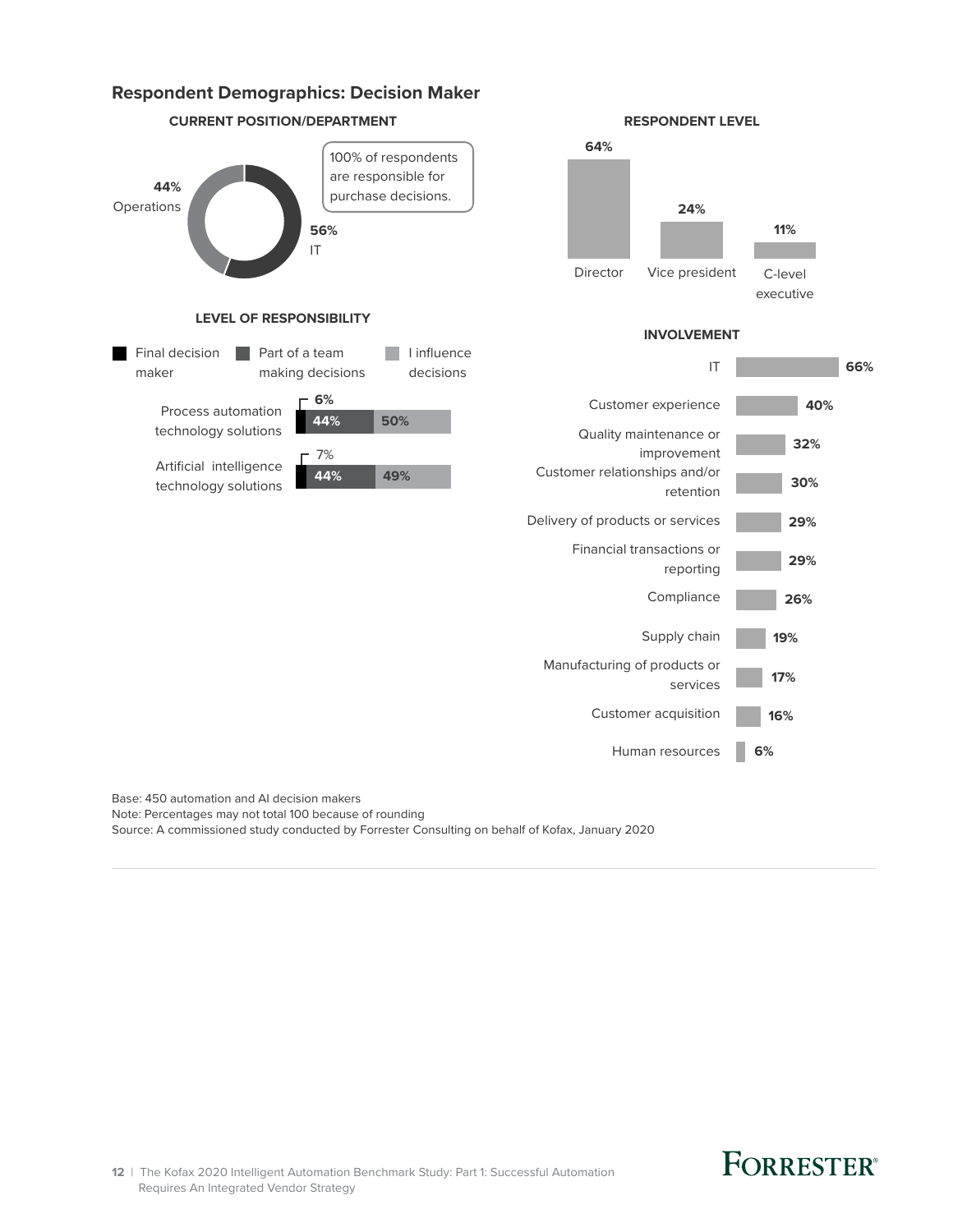## Respondent Demographics: Decision Maker

**CURRENT POSITION/DEPARTMENT**

| Department | Percentage |
| --- | --- |
| Operations | 44% |
| IT | 56% |

100% of respondents are responsible for purchase decisions.

**RESPONDENT LEVEL**

| Level | Percentage |
| --- | --- |
| Director | 64% |
| Vice president | 24% |
| C-level executive | 11% |

**LEVEL OF RESPONSIBILITY**

| | Final decision maker | Part of a team making decisions | I influence decisions |
| --- | --- | --- | --- |
| Process automation technology solutions | 6% | 44% | 50% |
| Artificial intelligence technology solutions | 7% | 44% | 49% |

**INVOLVEMENT**

| Area | Percentage |
| --- | --- |
| IT | 66% |
| Customer experience | 40% |
| Quality maintenance or improvement | 32% |
| Customer relationships and/or retention | 30% |
| Delivery of products or services | 29% |
| Financial transactions or reporting | 29% |
| Compliance | 26% |
| Supply chain | 19% |
| Manufacturing of products or services | 17% |
| Customer acquisition | 16% |
| Human resources | 6% |

Base: 450 automation and AI decision makers

Note: Percentages may not total 100 because of rounding

Source: A commissioned study conducted by Forrester Consulting on behalf of Kofax, January 2020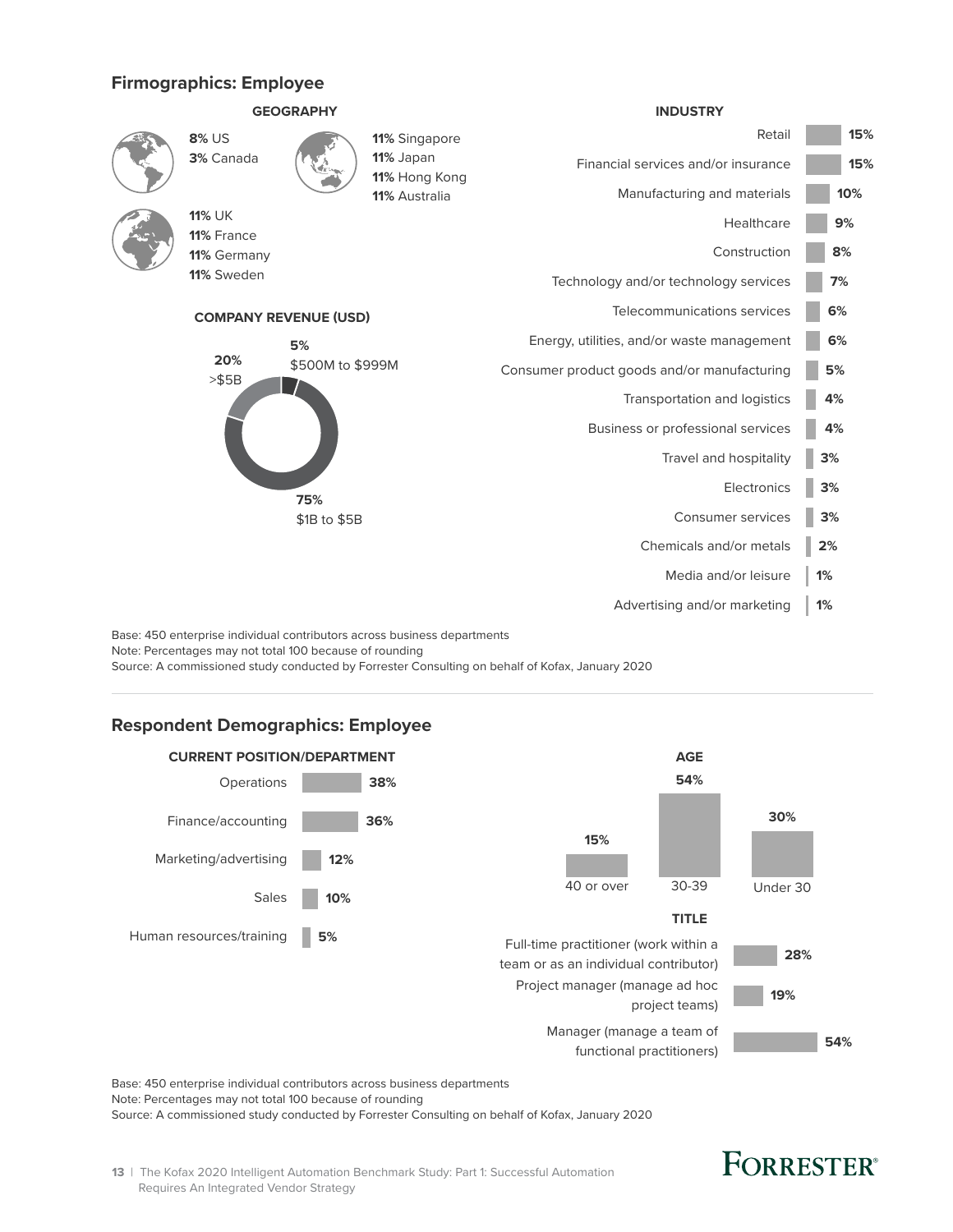## Firmographics: Employee

**GEOGRAPHY**

**8%** US
**3%** Canada

**11%** Singapore
**11%** Japan
**11%** Hong Kong
**11%** Australia

**11%** UK
**11%** France
**11%** Germany
**11%** Sweden

**COMPANY REVENUE (USD)**

**5%** $500M to $999M
**20%** >$5B
**75%** $1B to $5B

**INDUSTRY**

Retail **15%**
Financial services and/or insurance **15%**
Manufacturing and materials **10%**
Healthcare **9%**
Construction **8%**
Technology and/or technology services **7%**
Telecommunications services **6%**
Energy, utilities, and/or waste management **6%**
Consumer product goods and/or manufacturing **5%**
Transportation and logistics **4%**
Business or professional services **4%**
Travel and hospitality **3%**
Electronics **3%**
Consumer services **3%**
Chemicals and/or metals **2%**
Media and/or leisure **1%**
Advertising and/or marketing **1%**

Base: 450 enterprise individual contributors across business departments
Note: Percentages may not total 100 because of rounding
Source: A commissioned study conducted by Forrester Consulting on behalf of Kofax, January 2020

## Respondent Demographics: Employee

**CURRENT POSITION/DEPARTMENT**

Operations **38%**
Finance/accounting **36%**
Marketing/advertising **12%**
Sales **10%**
Human resources/training **5%**

**AGE**

**15%** 40 or over
**54%** 30-39
**30%** Under 30

**TITLE**

Full-time practitioner (work within a team or as an individual contributor) **28%**
Project manager (manage ad hoc project teams) **19%**
Manager (manage a team of functional practitioners) **54%**

Base: 450 enterprise individual contributors across business departments
Note: Percentages may not total 100 because of rounding
Source: A commissioned study conducted by Forrester Consulting on behalf of Kofax, January 2020